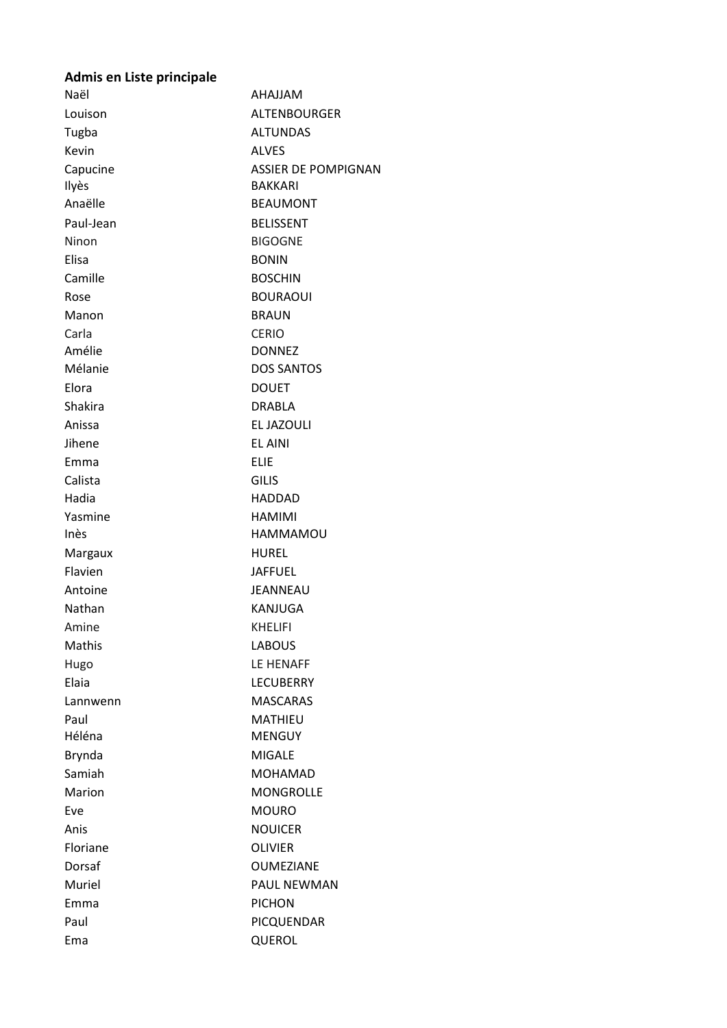**Admis en Liste principale**

| | |
|---|---|
| Naël | AHAJJAM |
| Louison | ALTENBOURGER |
| Tugba | ALTUNDAS |
| Kevin | ALVES |
| Capucine | ASSIER DE POMPIGNAN |
| Ilyès | BAKKARI |
| Anaëlle | BEAUMONT |
| Paul-Jean | BELISSENT |
| Ninon | BIGOGNE |
| Elisa | BONIN |
| Camille | BOSCHIN |
| Rose | BOURAOUI |
| Manon | BRAUN |
| Carla | CERIO |
| Amélie | DONNEZ |
| Mélanie | DOS SANTOS |
| Elora | DOUET |
| Shakira | DRABLA |
| Anissa | EL JAZOULI |
| Jihene | EL AINI |
| Emma | ELIE |
| Calista | GILIS |
| Hadia | HADDAD |
| Yasmine | HAMIMI |
| Inès | HAMMAMOU |
| Margaux | HUREL |
| Flavien | JAFFUEL |
| Antoine | JEANNEAU |
| Nathan | KANJUGA |
| Amine | KHELIFI |
| Mathis | LABOUS |
| Hugo | LE HENAFF |
| Elaia | LECUBERRY |
| Lannwenn | MASCARAS |
| Paul | MATHIEU |
| Héléna | MENGUY |
| Brynda | MIGALE |
| Samiah | MOHAMAD |
| Marion | MONGROLLE |
| Eve | MOURO |
| Anis | NOUICER |
| Floriane | OLIVIER |
| Dorsaf | OUMEZIANE |
| Muriel | PAUL NEWMAN |
| Emma | PICHON |
| Paul | PICQUENDAR |
| Ema | QUEROL |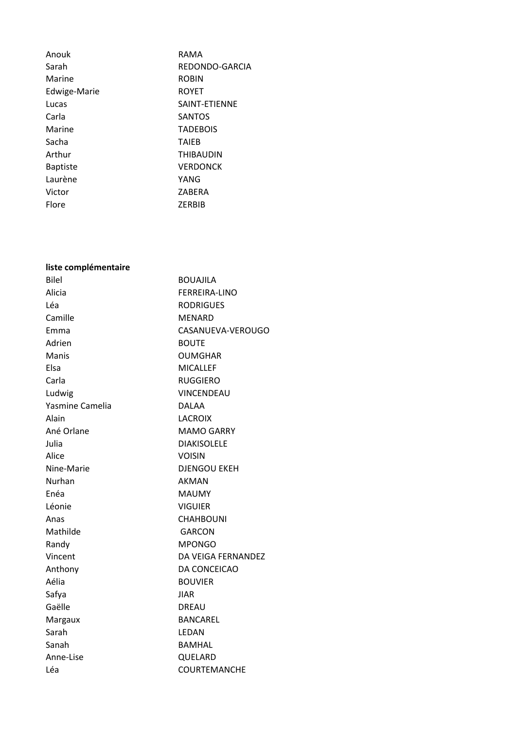| | |
|---|---|
| Anouk | RAMA |
| Sarah | REDONDO-GARCIA |
| Marine | ROBIN |
| Edwige-Marie | ROYET |
| Lucas | SAINT-ETIENNE |
| Carla | SANTOS |
| Marine | TADEBOIS |
| Sacha | TAIEB |
| Arthur | THIBAUDIN |
| Baptiste | VERDONCK |
| Laurène | YANG |
| Victor | ZABERA |
| Flore | ZERBIB |

**liste complémentaire**

| | |
|---|---|
| Bilel | BOUAJILA |
| Alicia | FERREIRA-LINO |
| Léa | RODRIGUES |
| Camille | MENARD |
| Emma | CASANUEVA-VEROUGO |
| Adrien | BOUTE |
| Manis | OUMGHAR |
| Elsa | MICALLEF |
| Carla | RUGGIERO |
| Ludwig | VINCENDEAU |
| Yasmine Camelia | DALAA |
| Alain | LACROIX |
| Ané Orlane | MAMO GARRY |
| Julia | DIAKISOLELE |
| Alice | VOISIN |
| Nine-Marie | DJENGOU EKEH |
| Nurhan | AKMAN |
| Enéa | MAUMY |
| Léonie | VIGUIER |
| Anas | CHAHBOUNI |
| Mathilde | GARCON |
| Randy | MPONGO |
| Vincent | DA VEIGA FERNANDEZ |
| Anthony | DA CONCEICAO |
| Aélia | BOUVIER |
| Safya | JIAR |
| Gaëlle | DREAU |
| Margaux | BANCAREL |
| Sarah | LEDAN |
| Sanah | BAMHAL |
| Anne-Lise | QUELARD |
| Léa | COURTEMANCHE |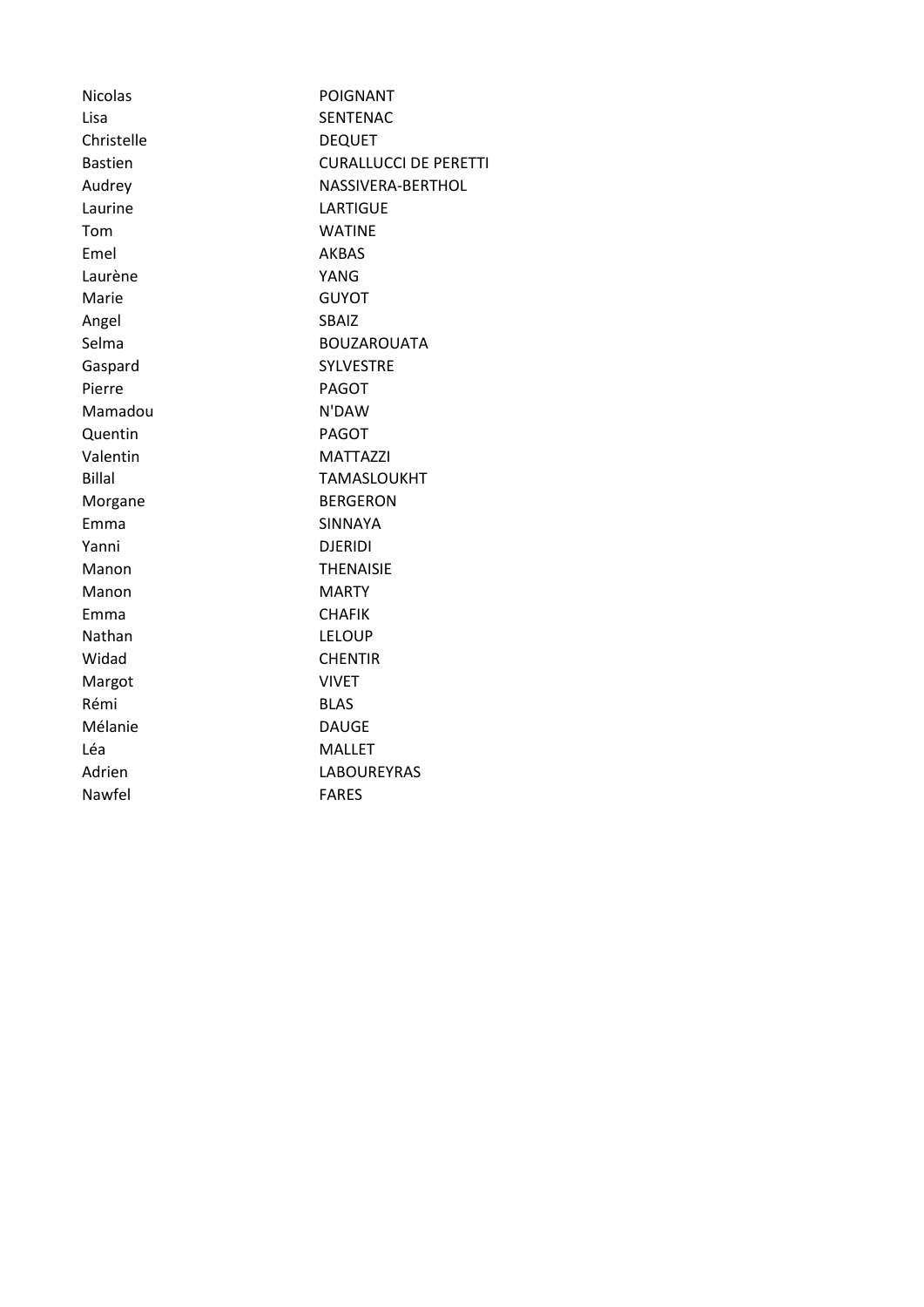| | |
|---|---|
| Nicolas | POIGNANT |
| Lisa | SENTENAC |
| Christelle | DEQUET |
| Bastien | CURALLUCCI DE PERETTI |
| Audrey | NASSIVERA-BERTHOL |
| Laurine | LARTIGUE |
| Tom | WATINE |
| Emel | AKBAS |
| Laurène | YANG |
| Marie | GUYOT |
| Angel | SBAIZ |
| Selma | BOUZAROUATA |
| Gaspard | SYLVESTRE |
| Pierre | PAGOT |
| Mamadou | N'DAW |
| Quentin | PAGOT |
| Valentin | MATTAZZI |
| Billal | TAMASLOUKHT |
| Morgane | BERGERON |
| Emma | SINNAYA |
| Yanni | DJERIDI |
| Manon | THENAISIE |
| Manon | MARTY |
| Emma | CHAFIK |
| Nathan | LELOUP |
| Widad | CHENTIR |
| Margot | VIVET |
| Rémi | BLAS |
| Mélanie | DAUGE |
| Léa | MALLET |
| Adrien | LABOUREYRAS |
| Nawfel | FARES |